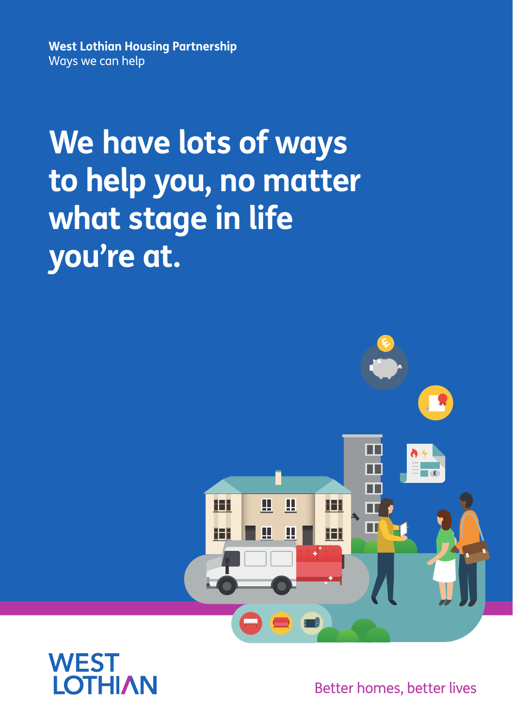**West Lothian Housing Partnership**
Ways we can help

# We have lots of ways to help you, no matter what stage in life you're at.

WEST LOTHIAN

Better homes, better lives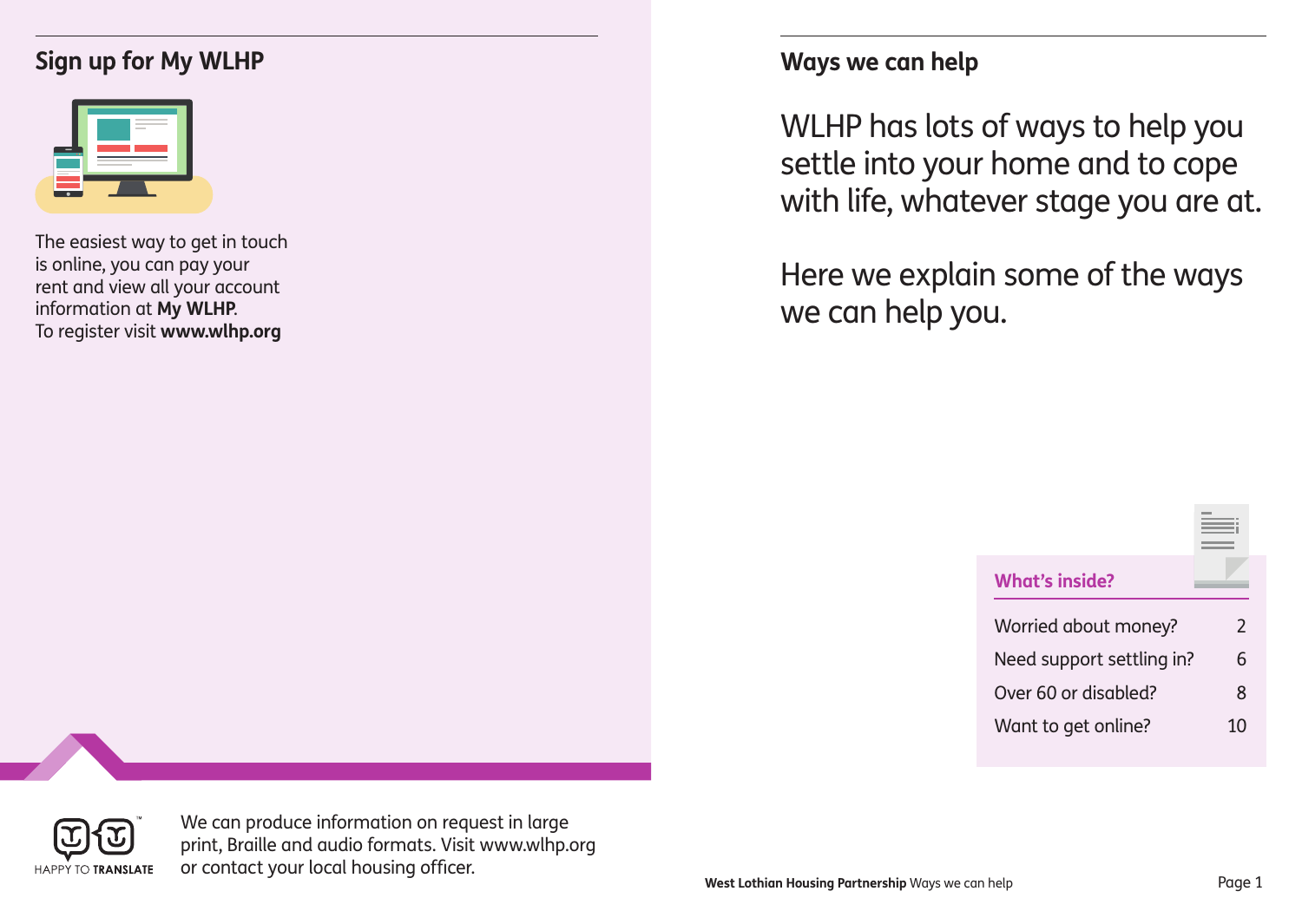## Sign up for My WLHP

The easiest way to get in touch is online, you can pay your rent and view all your account information at **My WLHP**.
To register visit **www.wlhp.org**

HAPPY TO TRANSLATE

We can produce information on request in large print, Braille and audio formats. Visit www.wlhp.org or contact your local housing officer.

## Ways we can help

WLHP has lots of ways to help you settle into your home and to cope with life, whatever stage you are at.

Here we explain some of the ways we can help you.

### What's inside?

| | |
|---|---|
| Worried about money? | 2 |
| Need support settling in? | 6 |
| Over 60 or disabled? | 8 |
| Want to get online? | 10 |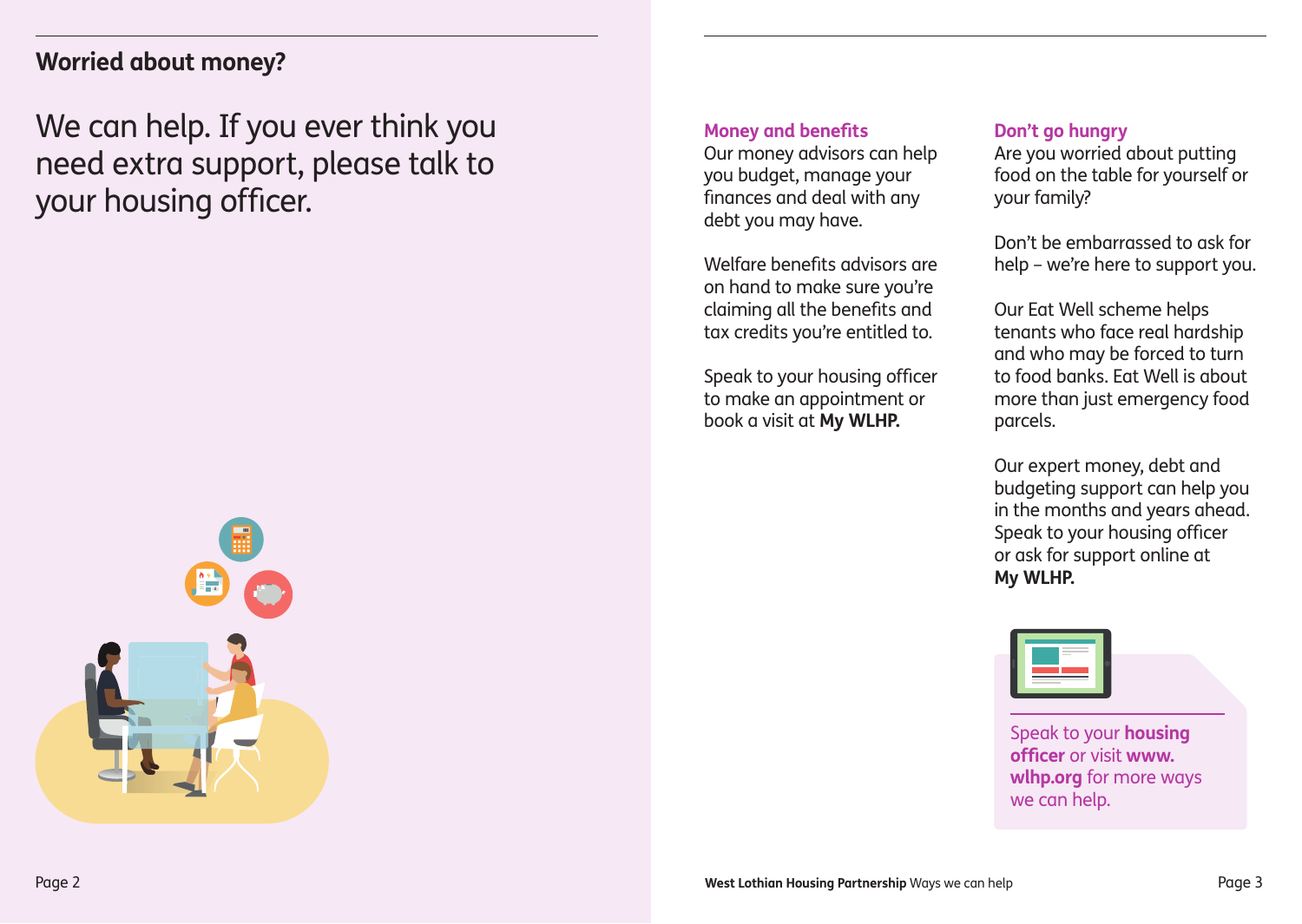## Worried about money?

We can help. If you ever think you need extra support, please talk to your housing officer.

### Money and benefits

Our money advisors can help you budget, manage your finances and deal with any debt you may have.

Welfare benefits advisors are on hand to make sure you're claiming all the benefits and tax credits you're entitled to.

Speak to your housing officer to make an appointment or book a visit at **My WLHP.**

### Don't go hungry

Are you worried about putting food on the table for yourself or your family?

Don't be embarrassed to ask for help – we're here to support you.

Our Eat Well scheme helps tenants who face real hardship and who may be forced to turn to food banks. Eat Well is about more than just emergency food parcels.

Our expert money, debt and budgeting support can help you in the months and years ahead. Speak to your housing officer or ask for support online at **My WLHP.**

Speak to your **housing officer** or visit **www.wlhp.org** for more ways we can help.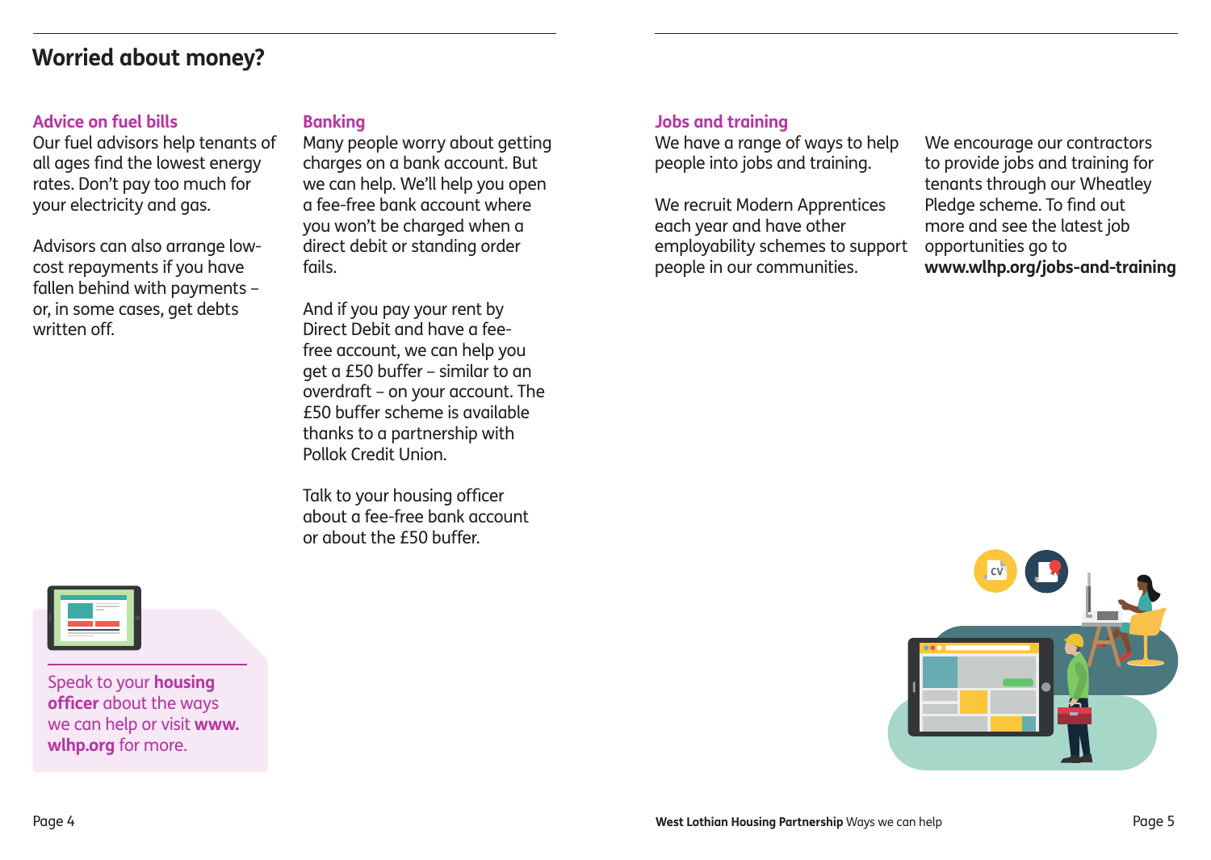## Worried about money?

### Advice on fuel bills

Our fuel advisors help tenants of all ages find the lowest energy rates. Don't pay too much for your electricity and gas.

Advisors can also arrange low-cost repayments if you have fallen behind with payments – or, in some cases, get debts written off.

### Banking

Many people worry about getting charges on a bank account. But we can help. We'll help you open a fee-free bank account where you won't be charged when a direct debit or standing order fails.

And if you pay your rent by Direct Debit and have a fee-free account, we can help you get a £50 buffer – similar to an overdraft – on your account. The £50 buffer scheme is available thanks to a partnership with Pollok Credit Union.

Talk to your housing officer about a fee-free bank account or about the £50 buffer.

Speak to your **housing officer** about the ways we can help or visit **www.wlhp.org** for more.

### Jobs and training

We have a range of ways to help people into jobs and training.

We recruit Modern Apprentices each year and have other employability schemes to support people in our communities.

We encourage our contractors to provide jobs and training for tenants through our Wheatley Pledge scheme. To find out more and see the latest job opportunities go to **www.wlhp.org/jobs-and-training**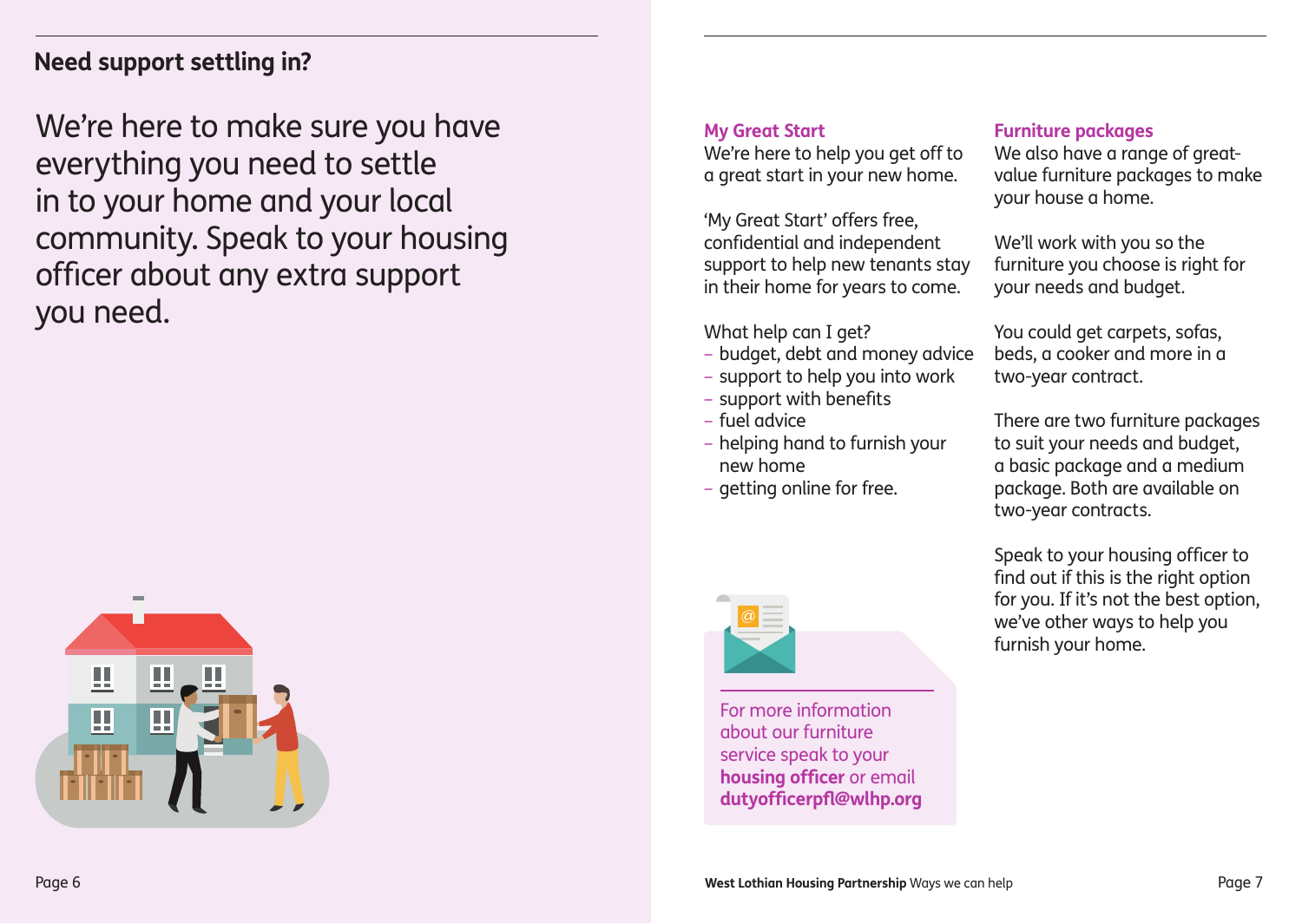## Need support settling in?

We're here to make sure you have everything you need to settle in to your home and your local community. Speak to your housing officer about any extra support you need.

### My Great Start

We're here to help you get off to a great start in your new home.

'My Great Start' offers free, confidential and independent support to help new tenants stay in their home for years to come.

What help can I get?

- budget, debt and money advice
- support to help you into work
- support with benefits
- fuel advice
- helping hand to furnish your new home
- getting online for free.

For more information about our furniture service speak to your **housing officer** or email **dutyofficerpfl@wlhp.org**

### Furniture packages

We also have a range of great-value furniture packages to make your house a home.

We'll work with you so the furniture you choose is right for your needs and budget.

You could get carpets, sofas, beds, a cooker and more in a two-year contract.

There are two furniture packages to suit your needs and budget, a basic package and a medium package. Both are available on two-year contracts.

Speak to your housing officer to find out if this is the right option for you. If it's not the best option, we've other ways to help you furnish your home.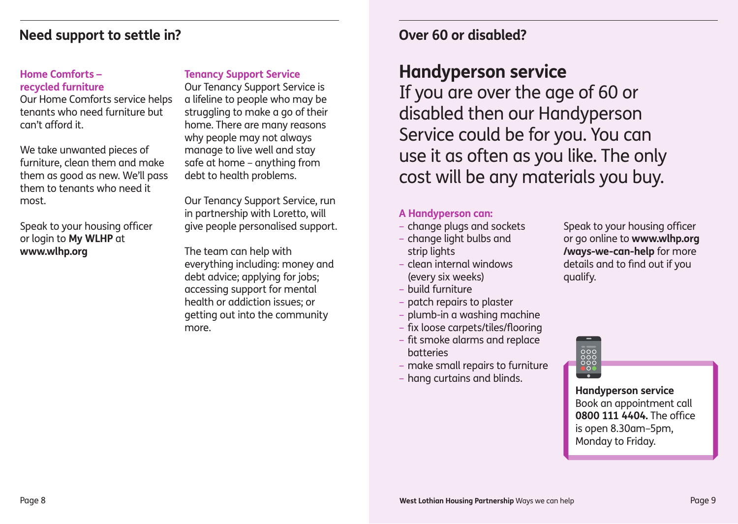## Need support to settle in?

### Home Comforts – recycled furniture

Our Home Comforts service helps tenants who need furniture but can't afford it.

We take unwanted pieces of furniture, clean them and make them as good as new. We'll pass them to tenants who need it most.

Speak to your housing officer or login to **My WLHP** at **www.wlhp.org**

### Tenancy Support Service

Our Tenancy Support Service is a lifeline to people who may be struggling to make a go of their home. There are many reasons why people may not always manage to live well and stay safe at home – anything from debt to health problems.

Our Tenancy Support Service, run in partnership with Loretto, will give people personalised support.

The team can help with everything including: money and debt advice; applying for jobs; accessing support for mental health or addiction issues; or getting out into the community more.

## Over 60 or disabled?

# Handyperson service

If you are over the age of 60 or disabled then our Handyperson Service could be for you. You can use it as often as you like. The only cost will be any materials you buy.

### A Handyperson can:

- change plugs and sockets
- change light bulbs and strip lights
- clean internal windows (every six weeks)
- build furniture
- patch repairs to plaster
- plumb-in a washing machine
- fix loose carpets/tiles/flooring
- fit smoke alarms and replace batteries
- make small repairs to furniture
- hang curtains and blinds.

Speak to your housing officer or go online to **www.wlhp.org /ways-we-can-help** for more details and to find out if you qualify.

**Handyperson service**
Book an appointment call **0800 111 4404.** The office is open 8.30am–5pm, Monday to Friday.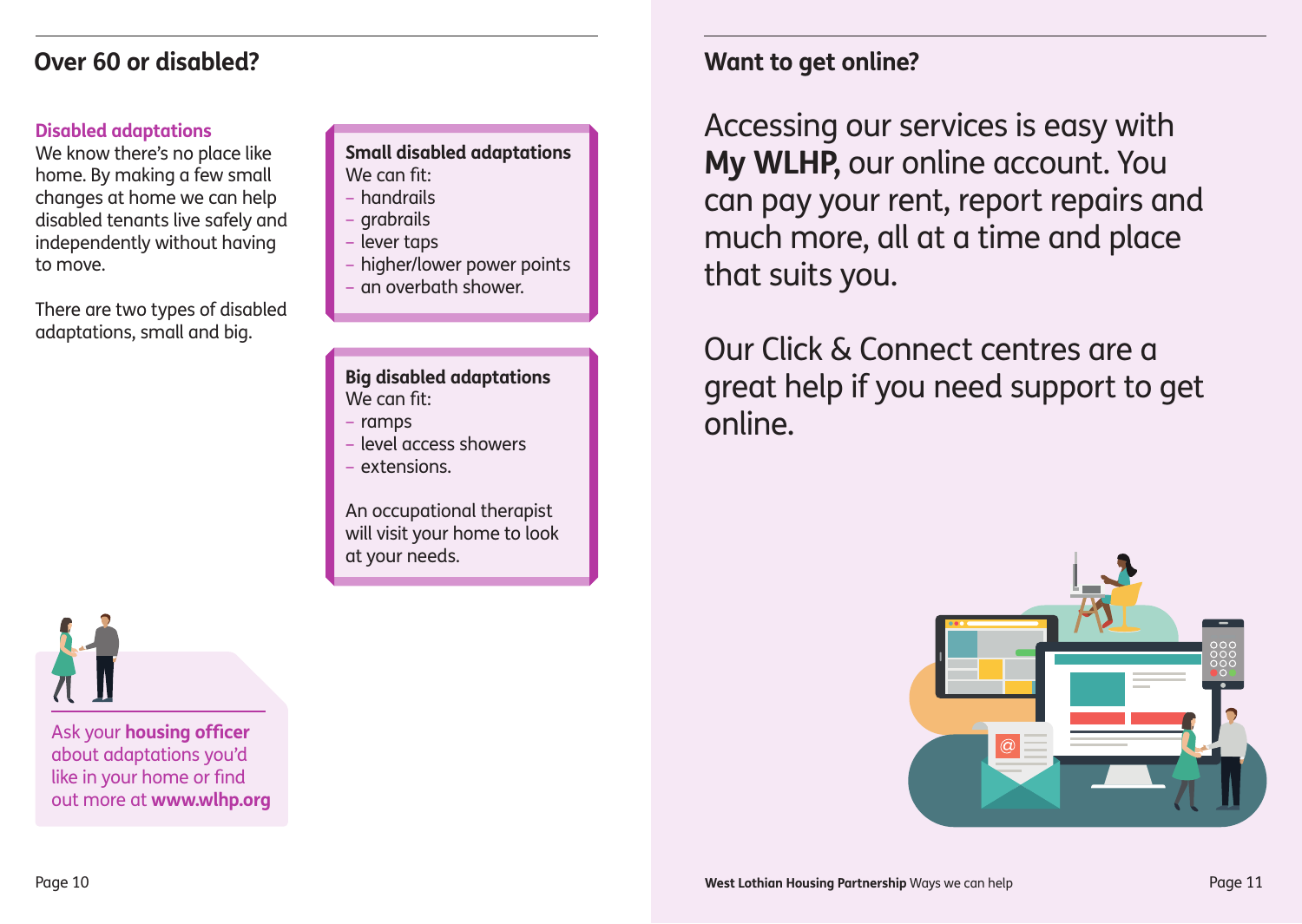## Over 60 or disabled?

### Disabled adaptations

We know there's no place like home. By making a few small changes at home we can help disabled tenants live safely and independently without having to move.

There are two types of disabled adaptations, small and big.

**Small disabled adaptations**

We can fit:

- handrails
- grabrails
- lever taps
- higher/lower power points
- an overbath shower.

**Big disabled adaptations**

We can fit:

- ramps
- level access showers
- extensions.

An occupational therapist will visit your home to look at your needs.

Ask your **housing officer** about adaptations you'd like in your home or find out more at **www.wlhp.org**

## Want to get online?

Accessing our services is easy with **My WLHP**, our online account. You can pay your rent, report repairs and much more, all at a time and place that suits you.

Our Click & Connect centres are a great help if you need support to get online.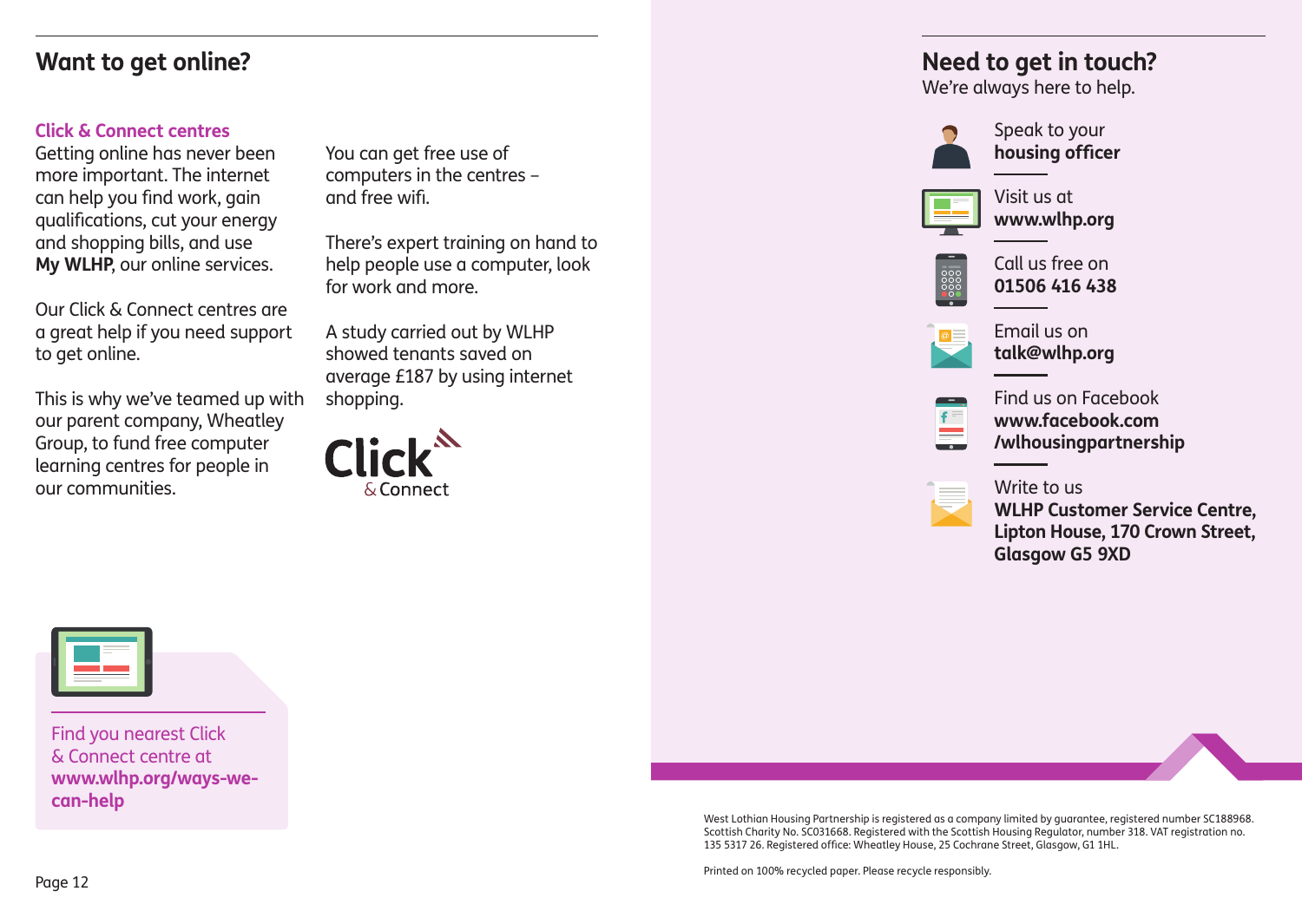## Want to get online?

### Click & Connect centres

Getting online has never been more important. The internet can help you find work, gain qualifications, cut your energy and shopping bills, and use **My WLHP**, our online services.

Our Click & Connect centres are a great help if you need support to get online.

This is why we've teamed up with our parent company, Wheatley Group, to fund free computer learning centres for people in our communities.

You can get free use of computers in the centres – and free wifi.

There's expert training on hand to help people use a computer, look for work and more.

A study carried out by WLHP showed tenants saved on average £187 by using internet shopping.

Click & Connect

Find you nearest Click & Connect centre at **www.wlhp.org/ways-we-can-help**

## Need to get in touch?

We're always here to help.

Speak to your **housing officer**

Visit us at **www.wlhp.org**

Call us free on **01506 416 438**

Email us on **talk@wlhp.org**

Find us on Facebook **www.facebook.com/wlhousingpartnership**

Write to us **WLHP Customer Service Centre, Lipton House, 170 Crown Street, Glasgow G5 9XD**

West Lothian Housing Partnership is registered as a company limited by guarantee, registered number SC188968. Scottish Charity No. SC031668. Registered with the Scottish Housing Regulator, number 318. VAT registration no. 135 5317 26. Registered office: Wheatley House, 25 Cochrane Street, Glasgow, G1 1HL.

Printed on 100% recycled paper. Please recycle responsibly.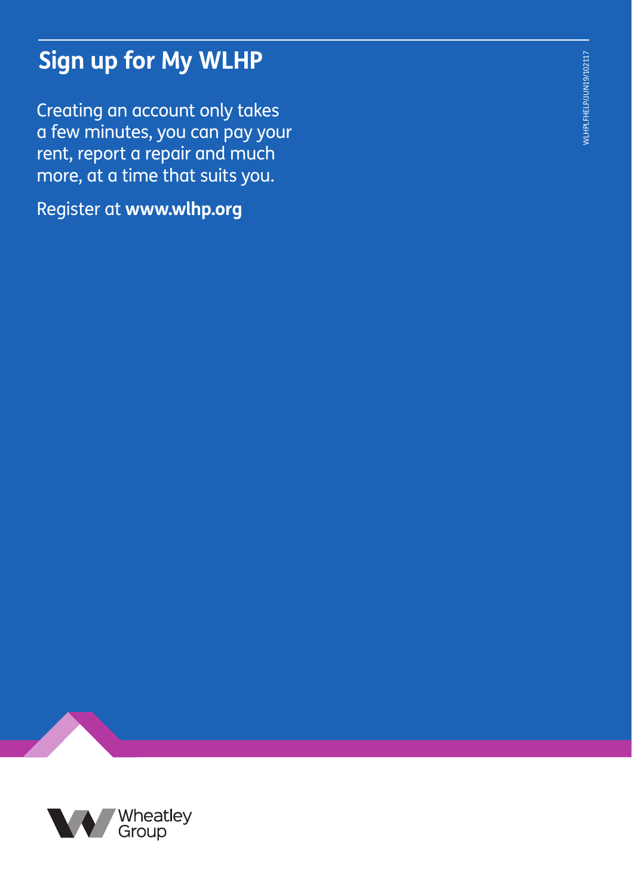## Sign up for My WLHP

Creating an account only takes a few minutes, you can pay your rent, report a repair and much more, at a time that suits you.

Register at **www.wlhp.org**

WLHPLFHELP/JUN19/102117

Wheatley Group